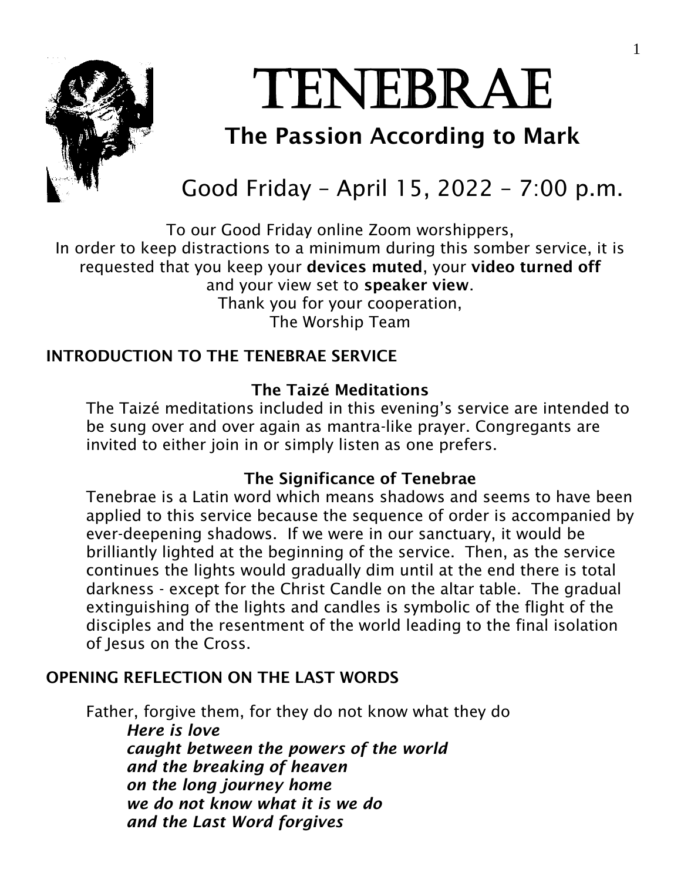# TENEBRAE

## The Passion According to Mark

Good Friday – April 15, 2022 – 7:00 p.m.

To our Good Friday online Zoom worshippers,
In order to keep distractions to a minimum during this somber service, it is requested that you keep your **devices muted**, your **video turned off** and your view set to **speaker view**.
Thank you for your cooperation,
The Worship Team

### INTRODUCTION TO THE TENEBRAE SERVICE

**The Taizé Meditations**

The Taizé meditations included in this evening's service are intended to be sung over and over again as mantra-like prayer. Congregants are invited to either join in or simply listen as one prefers.

**The Significance of Tenebrae**

Tenebrae is a Latin word which means shadows and seems to have been applied to this service because the sequence of order is accompanied by ever-deepening shadows. If we were in our sanctuary, it would be brilliantly lighted at the beginning of the service. Then, as the service continues the lights would gradually dim until at the end there is total darkness - except for the Christ Candle on the altar table. The gradual extinguishing of the lights and candles is symbolic of the flight of the disciples and the resentment of the world leading to the final isolation of Jesus on the Cross.

### OPENING REFLECTION ON THE LAST WORDS

Father, forgive them, for they do not know what they do

***Here is love***
***caught between the powers of the world***
***and the breaking of heaven***
***on the long journey home***
***we do not know what it is we do***
***and the Last Word forgives***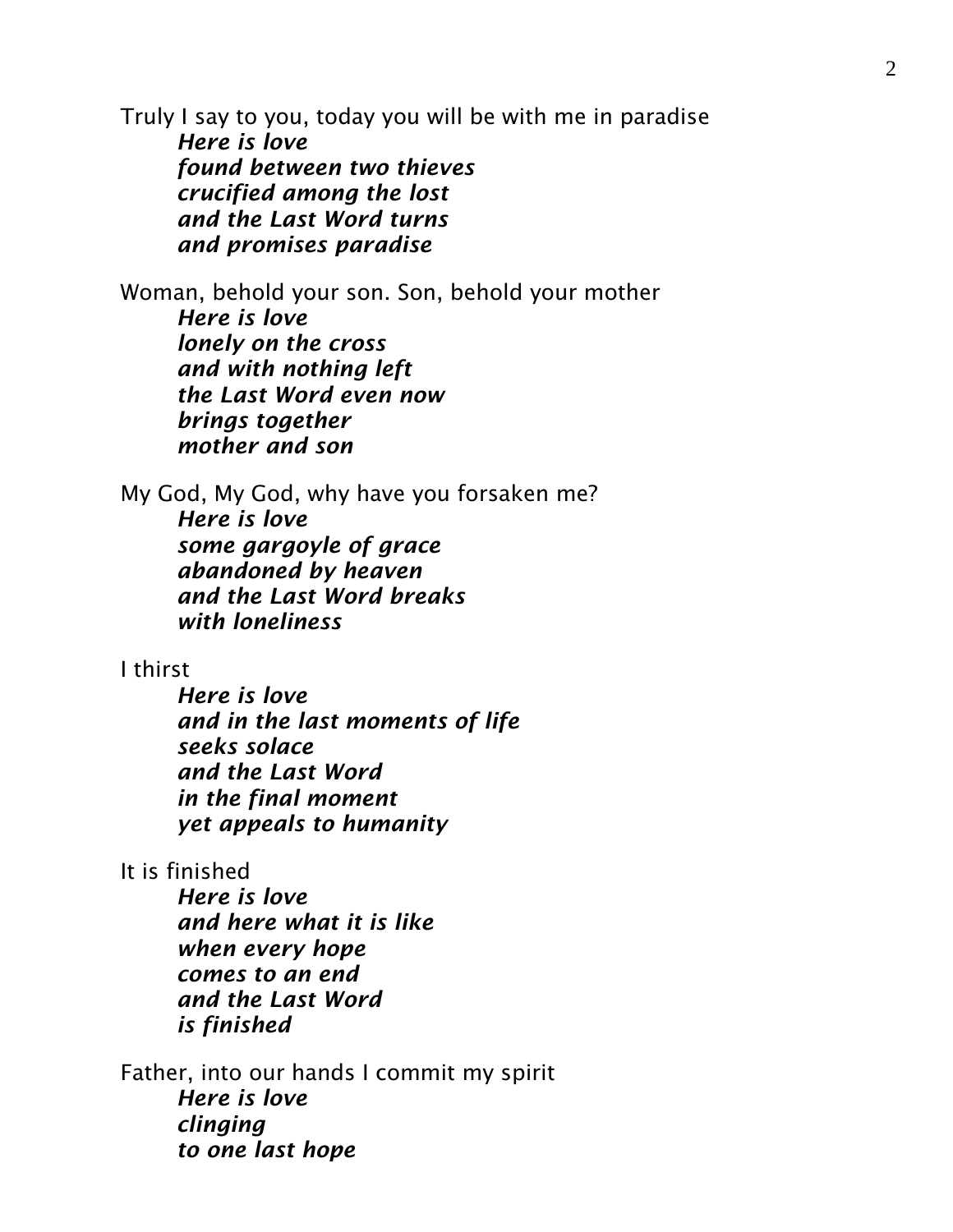Truly I say to you, today you will be with me in paradise

> ***Here is love***
> ***found between two thieves***
> ***crucified among the lost***
> ***and the Last Word turns***
> ***and promises paradise***

Woman, behold your son. Son, behold your mother

> ***Here is love***
> ***lonely on the cross***
> ***and with nothing left***
> ***the Last Word even now***
> ***brings together***
> ***mother and son***

My God, My God, why have you forsaken me?

> ***Here is love***
> ***some gargoyle of grace***
> ***abandoned by heaven***
> ***and the Last Word breaks***
> ***with loneliness***

I thirst

> ***Here is love***
> ***and in the last moments of life***
> ***seeks solace***
> ***and the Last Word***
> ***in the final moment***
> ***yet appeals to humanity***

It is finished

> ***Here is love***
> ***and here what it is like***
> ***when every hope***
> ***comes to an end***
> ***and the Last Word***
> ***is finished***

Father, into our hands I commit my spirit

> ***Here is love***
> ***clinging***
> ***to one last hope***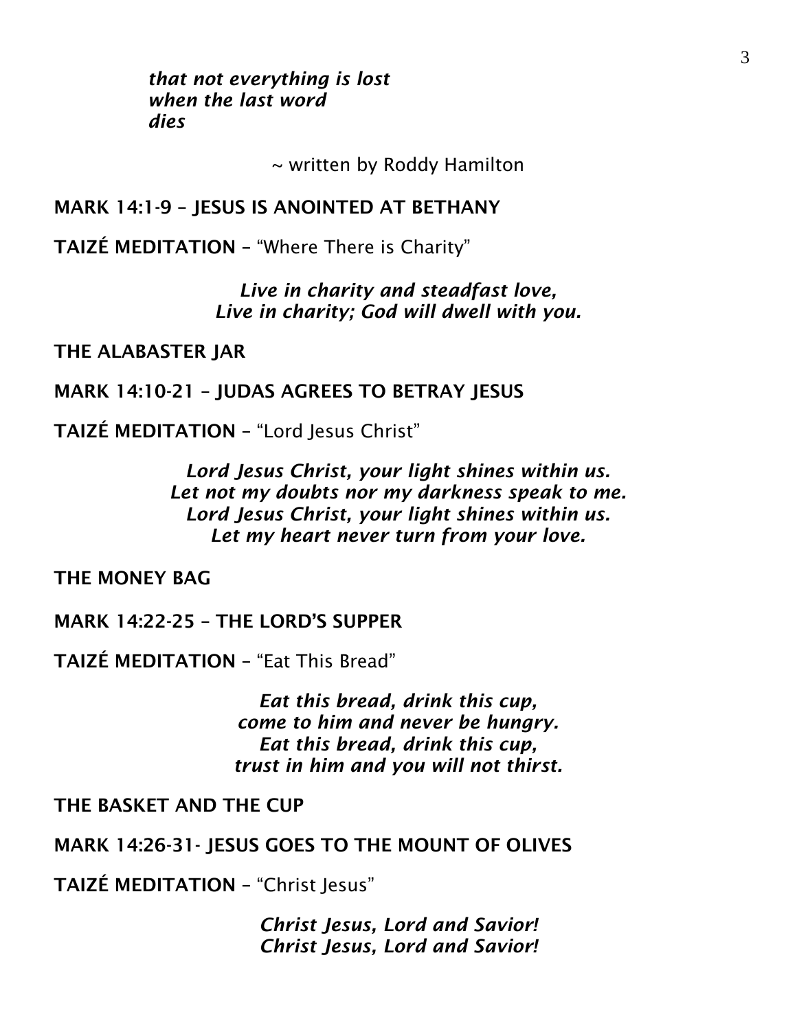*that not everything is lost*
*when the last word*
*dies*

~ written by Roddy Hamilton

**MARK 14:1-9 – JESUS IS ANOINTED AT BETHANY**

**TAIZÉ MEDITATION** – "Where There is Charity"

*Live in charity and steadfast love,*
*Live in charity; God will dwell with you.*

**THE ALABASTER JAR**

**MARK 14:10-21 – JUDAS AGREES TO BETRAY JESUS**

**TAIZÉ MEDITATION** – "Lord Jesus Christ"

*Lord Jesus Christ, your light shines within us.*
*Let not my doubts nor my darkness speak to me.*
*Lord Jesus Christ, your light shines within us.*
*Let my heart never turn from your love.*

**THE MONEY BAG**

**MARK 14:22-25 – THE LORD'S SUPPER**

**TAIZÉ MEDITATION** – "Eat This Bread"

*Eat this bread, drink this cup,*
*come to him and never be hungry.*
*Eat this bread, drink this cup,*
*trust in him and you will not thirst.*

**THE BASKET AND THE CUP**

**MARK 14:26-31- JESUS GOES TO THE MOUNT OF OLIVES**

**TAIZÉ MEDITATION** – "Christ Jesus"

*Christ Jesus, Lord and Savior!*
*Christ Jesus, Lord and Savior!*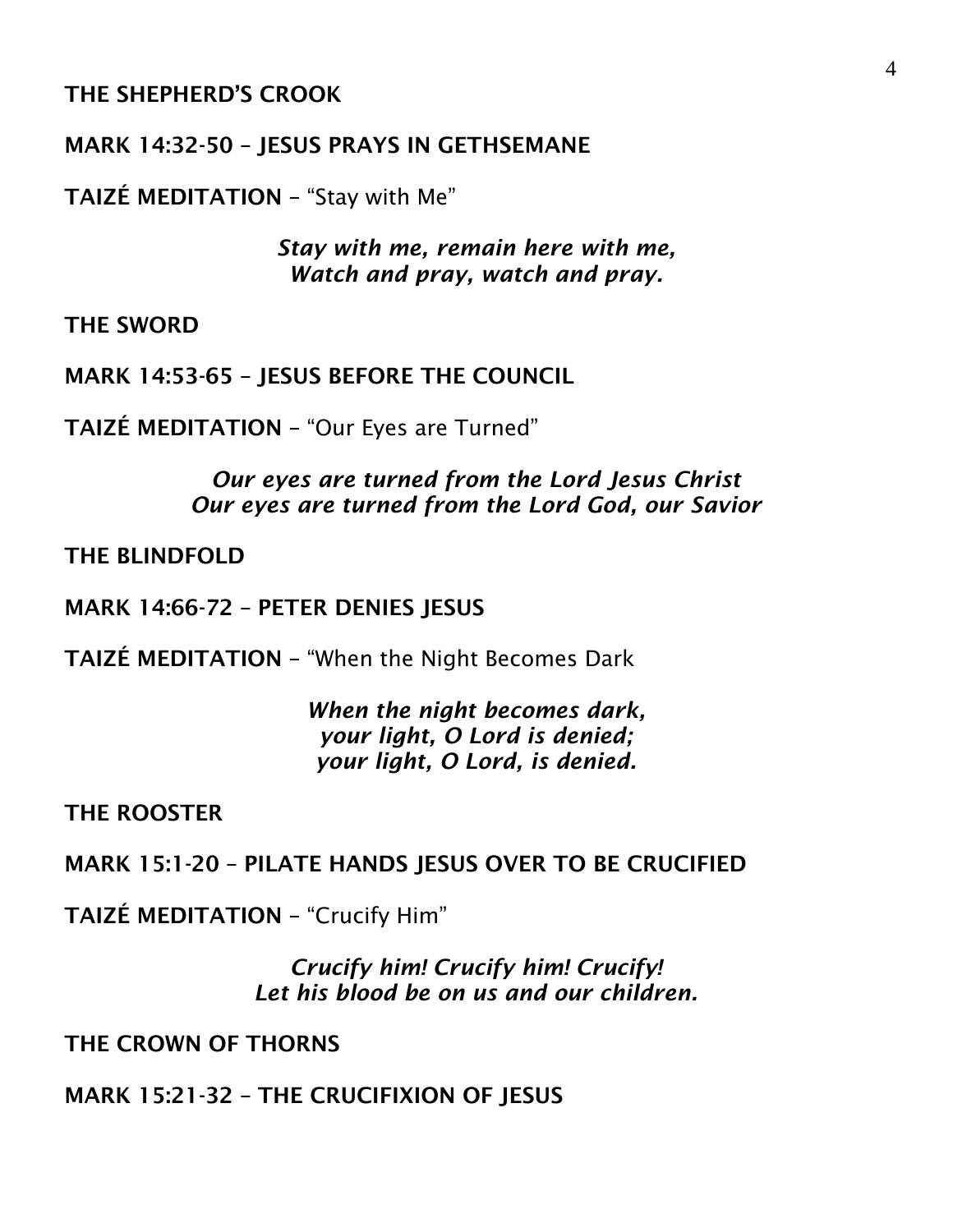**THE SHEPHERD'S CROOK**

**MARK 14:32-50 – JESUS PRAYS IN GETHSEMANE**

**TAIZÉ MEDITATION** – "Stay with Me"

> ***Stay with me, remain here with me,***
> ***Watch and pray, watch and pray.***

**THE SWORD**

**MARK 14:53-65 – JESUS BEFORE THE COUNCIL**

**TAIZÉ MEDITATION** – "Our Eyes are Turned"

> ***Our eyes are turned from the Lord Jesus Christ***
> ***Our eyes are turned from the Lord God, our Savior***

**THE BLINDFOLD**

**MARK 14:66-72 – PETER DENIES JESUS**

**TAIZÉ MEDITATION** – "When the Night Becomes Dark

> ***When the night becomes dark,***
> ***your light, O Lord is denied;***
> ***your light, O Lord, is denied.***

**THE ROOSTER**

**MARK 15:1-20 – PILATE HANDS JESUS OVER TO BE CRUCIFIED**

**TAIZÉ MEDITATION** – "Crucify Him"

> ***Crucify him! Crucify him! Crucify!***
> ***Let his blood be on us and our children.***

**THE CROWN OF THORNS**

**MARK 15:21-32 – THE CRUCIFIXION OF JESUS**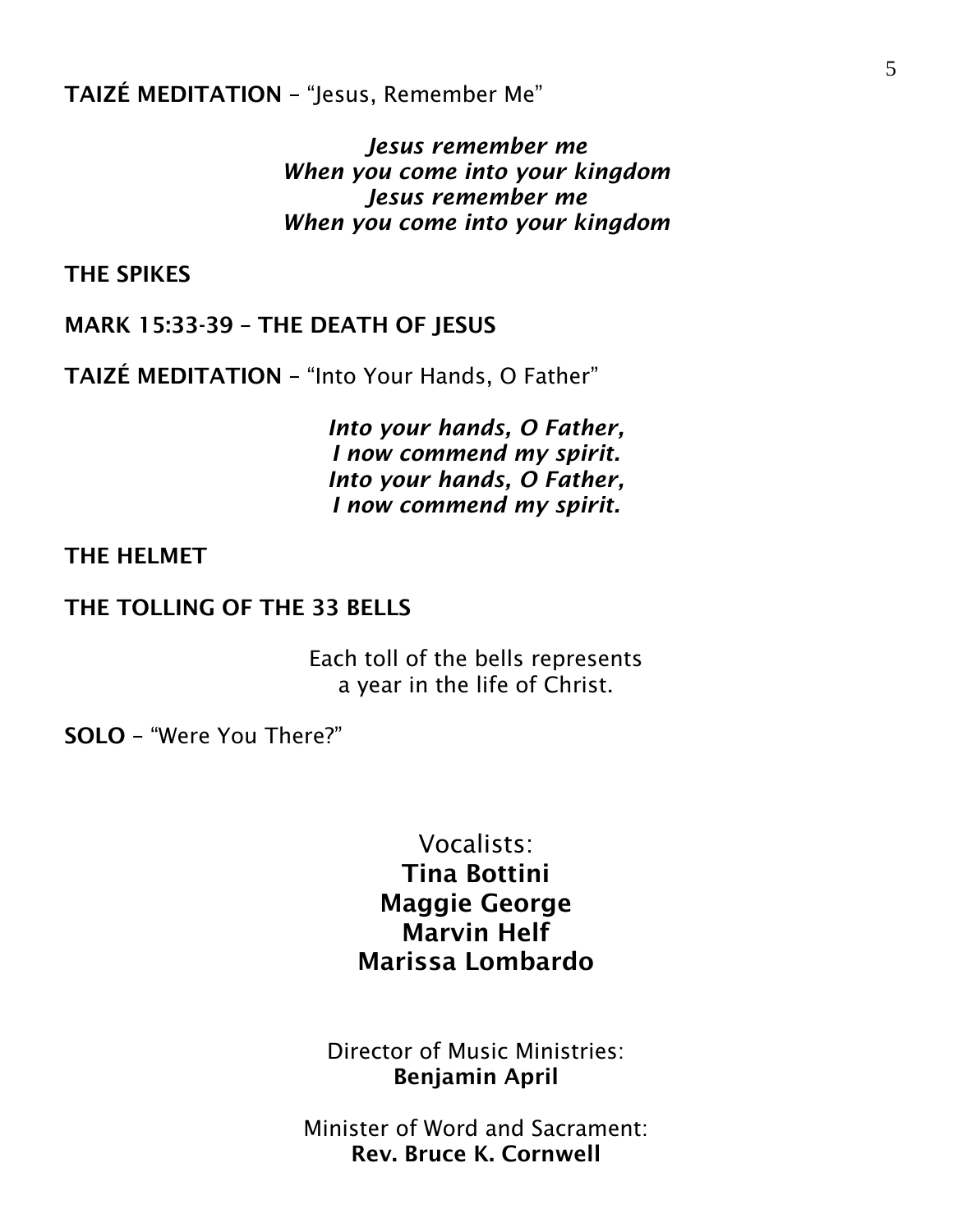**TAIZÉ MEDITATION** – "Jesus, Remember Me"

*Jesus remember me*
*When you come into your kingdom*
*Jesus remember me*
*When you come into your kingdom*

**THE SPIKES**

**MARK 15:33-39 – THE DEATH OF JESUS**

**TAIZÉ MEDITATION** – "Into Your Hands, O Father"

*Into your hands, O Father,*
*I now commend my spirit.*
*Into your hands, O Father,*
*I now commend my spirit.*

**THE HELMET**

**THE TOLLING OF THE 33 BELLS**

Each toll of the bells represents
a year in the life of Christ.

**SOLO** – "Were You There?"

Vocalists:
**Tina Bottini**
**Maggie George**
**Marvin Helf**
**Marissa Lombardo**

Director of Music Ministries:
**Benjamin April**

Minister of Word and Sacrament:
**Rev. Bruce K. Cornwell**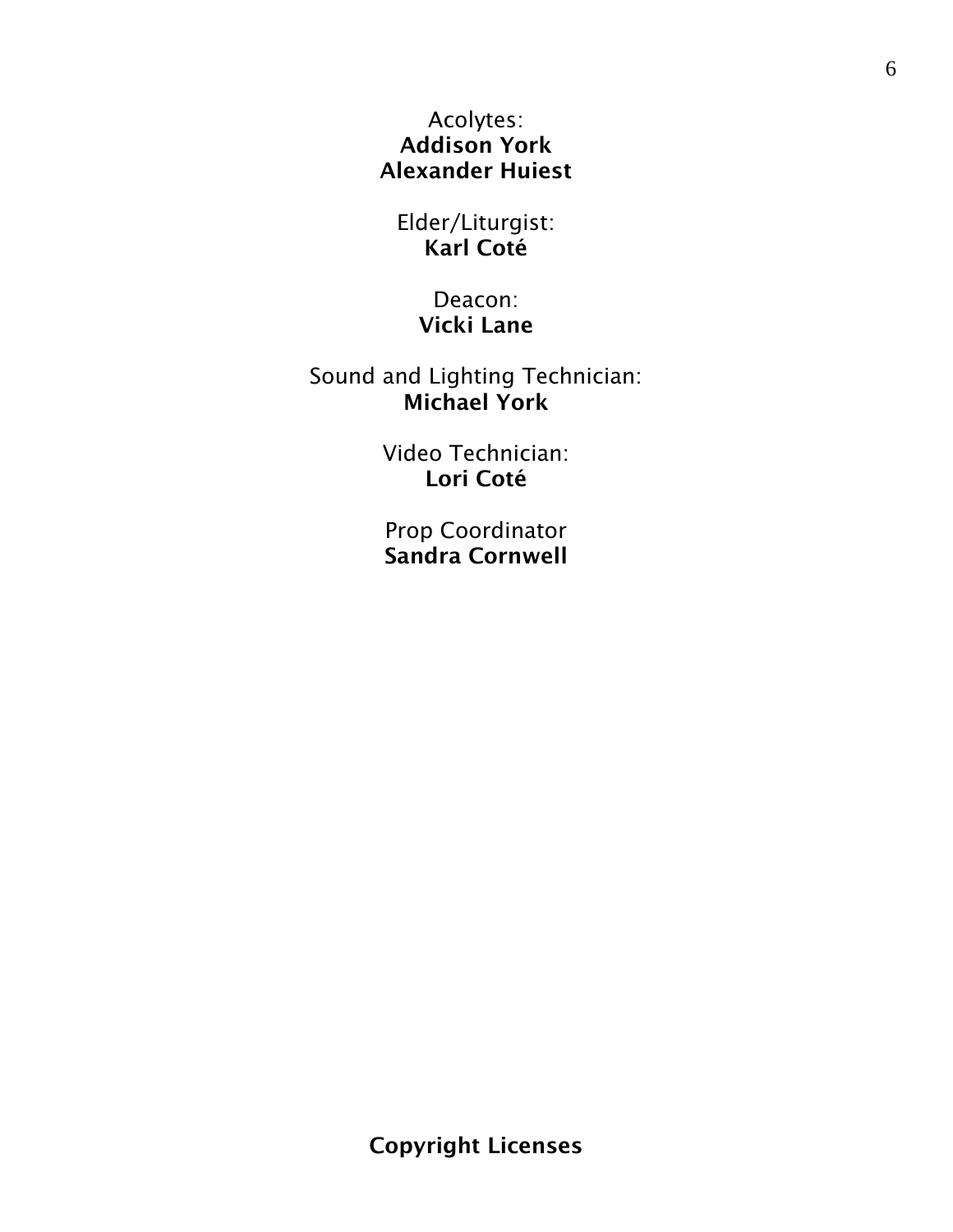Acolytes:
**Addison York**
**Alexander Huiest**

Elder/Liturgist:
**Karl Coté**

Deacon:
**Vicki Lane**

Sound and Lighting Technician:
**Michael York**

Video Technician:
**Lori Coté**

Prop Coordinator
**Sandra Cornwell**

**Copyright Licenses**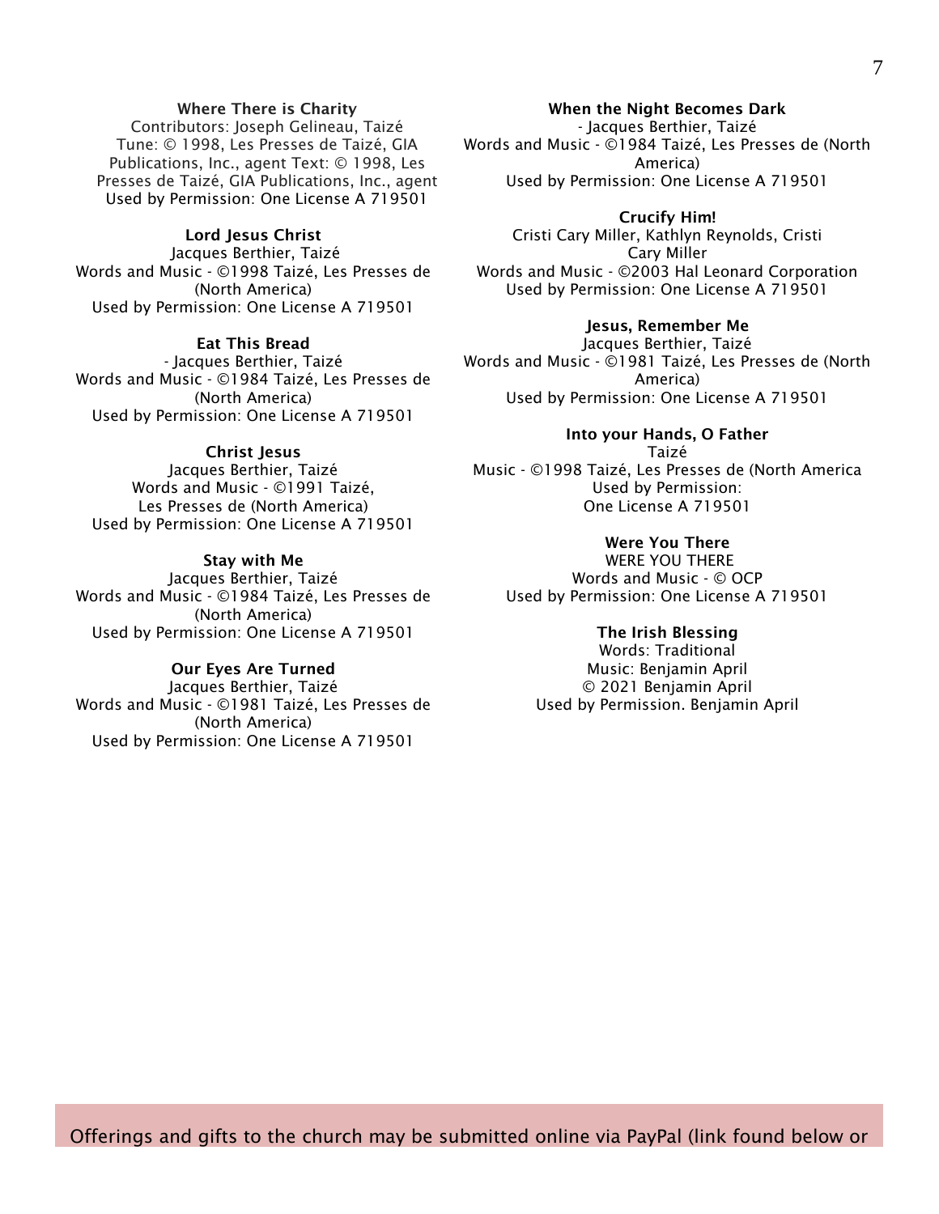**Where There is Charity**
Contributors: Joseph Gelineau, Taizé
Tune: © 1998, Les Presses de Taizé, GIA Publications, Inc., agent Text: © 1998, Les Presses de Taizé, GIA Publications, Inc., agent
Used by Permission: One License A 719501

**Lord Jesus Christ**
Jacques Berthier, Taizé
Words and Music - ©1998 Taizé, Les Presses de (North America)
Used by Permission: One License A 719501

**Eat This Bread**
- Jacques Berthier, Taizé
Words and Music - ©1984 Taizé, Les Presses de (North America)
Used by Permission: One License A 719501

**Christ Jesus**
Jacques Berthier, Taizé
Words and Music - ©1991 Taizé, Les Presses de (North America)
Used by Permission: One License A 719501

**Stay with Me**
Jacques Berthier, Taizé
Words and Music - ©1984 Taizé, Les Presses de (North America)
Used by Permission: One License A 719501

**Our Eyes Are Turned**
Jacques Berthier, Taizé
Words and Music - ©1981 Taizé, Les Presses de (North America)
Used by Permission: One License A 719501

**When the Night Becomes Dark**
- Jacques Berthier, Taizé
Words and Music - ©1984 Taizé, Les Presses de (North America)
Used by Permission: One License A 719501

**Crucify Him!**
Cristi Cary Miller, Kathlyn Reynolds, Cristi Cary Miller
Words and Music - ©2003 Hal Leonard Corporation
Used by Permission: One License A 719501

**Jesus, Remember Me**
Jacques Berthier, Taizé
Words and Music - ©1981 Taizé, Les Presses de (North America)
Used by Permission: One License A 719501

**Into your Hands, O Father**
Taizé
Music - ©1998 Taizé, Les Presses de (North America
Used by Permission:
One License A 719501

**Were You There**
WERE YOU THERE
Words and Music - © OCP
Used by Permission: One License A 719501

**The Irish Blessing**
Words: Traditional
Music: Benjamin April
© 2021 Benjamin April
Used by Permission. Benjamin April

Offerings and gifts to the church may be submitted online via PayPal (link found below or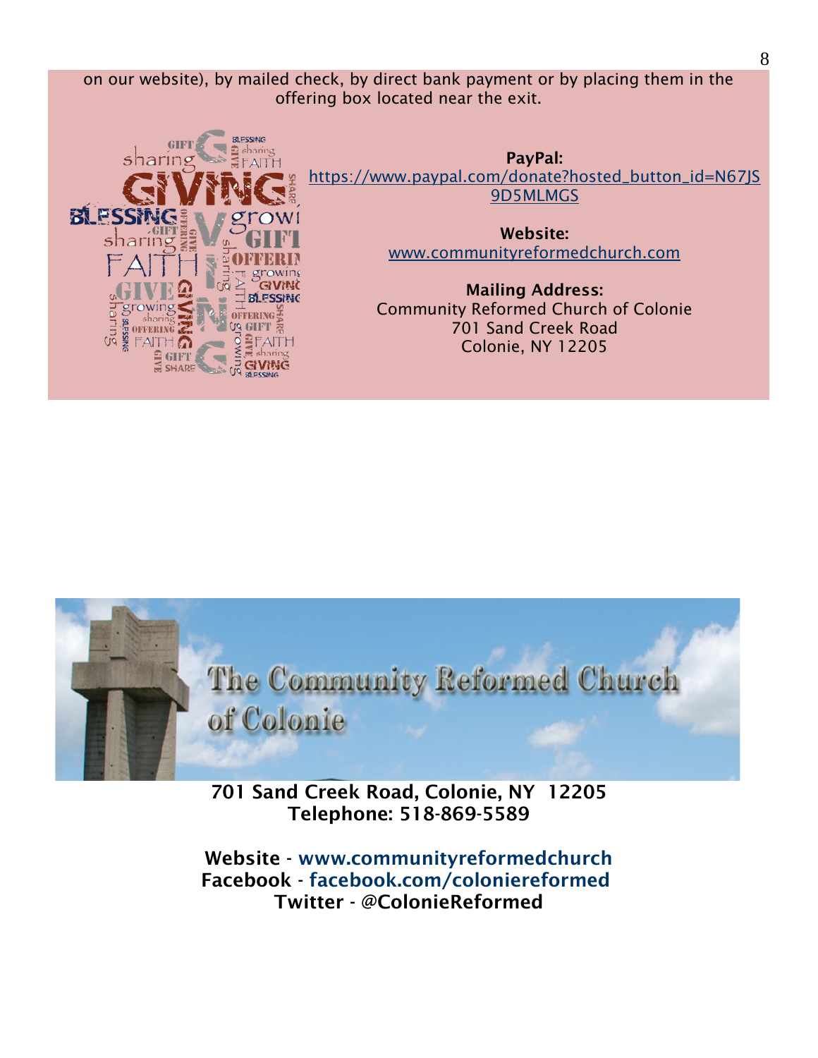on our website), by mailed check, by direct bank payment or by placing them in the offering box located near the exit.

**PayPal:**
https://www.paypal.com/donate?hosted_button_id=N67JS9D5MLMGS

**Website:**
www.communityreformedchurch.com

**Mailing Address:**
Community Reformed Church of Colonie
701 Sand Creek Road
Colonie, NY 12205

The Community Reformed Church of Colonie

**701 Sand Creek Road, Colonie, NY 12205**
**Telephone: 518-869-5589**

**Website - www.communityreformedchurch**
**Facebook - facebook.com/coloniereformed**
**Twitter - @ColonieReformed**